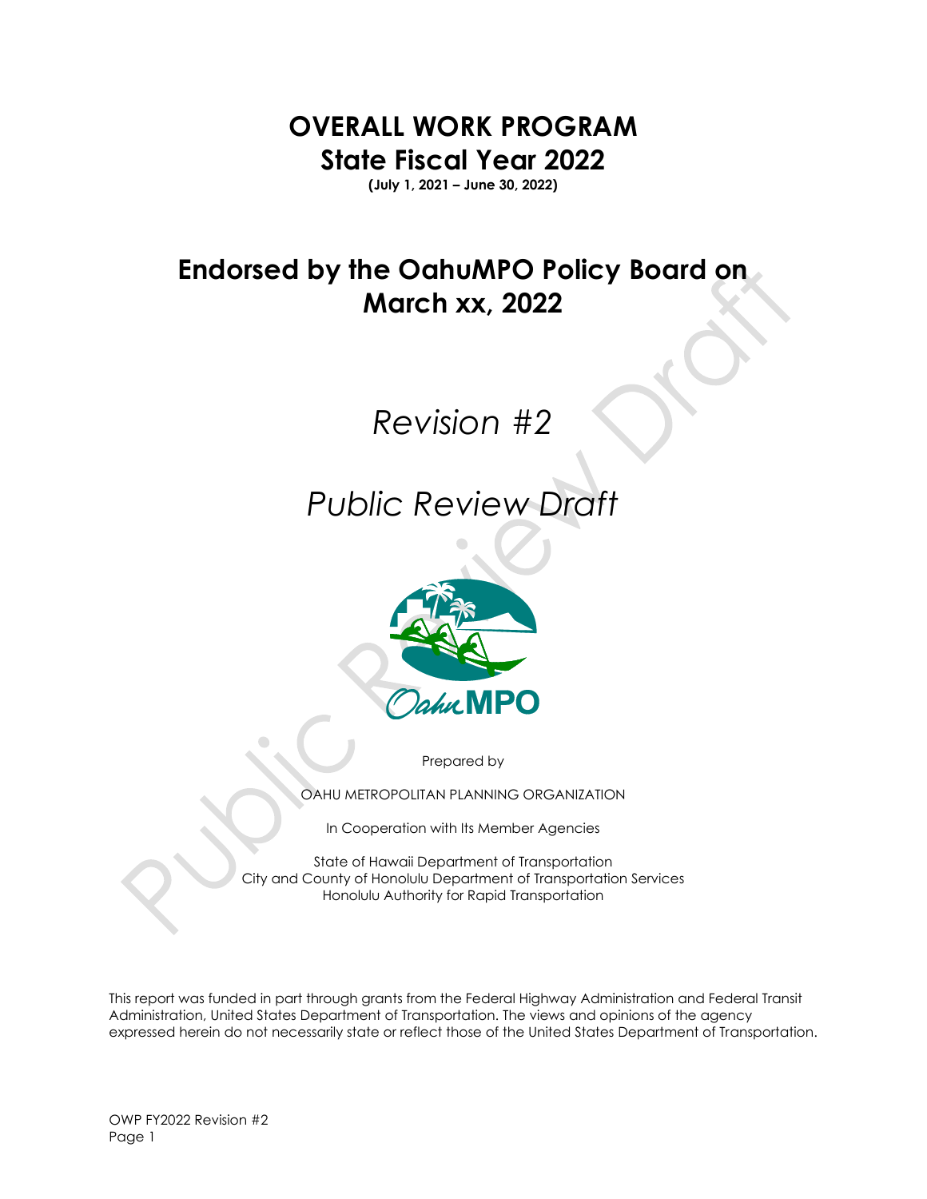# OVERALL WORK PROGRAM
# State Fiscal Year 2022

**(July 1, 2021 – June 30, 2022)**

## Endorsed by the OahuMPO Policy Board on March xx, 2022

*Revision #2*

*Public Review Draft*

Prepared by

OAHU METROPOLITAN PLANNING ORGANIZATION

In Cooperation with Its Member Agencies

State of Hawaii Department of Transportation
City and County of Honolulu Department of Transportation Services
Honolulu Authority for Rapid Transportation

This report was funded in part through grants from the Federal Highway Administration and Federal Transit Administration, United States Department of Transportation. The views and opinions of the agency expressed herein do not necessarily state or reflect those of the United States Department of Transportation.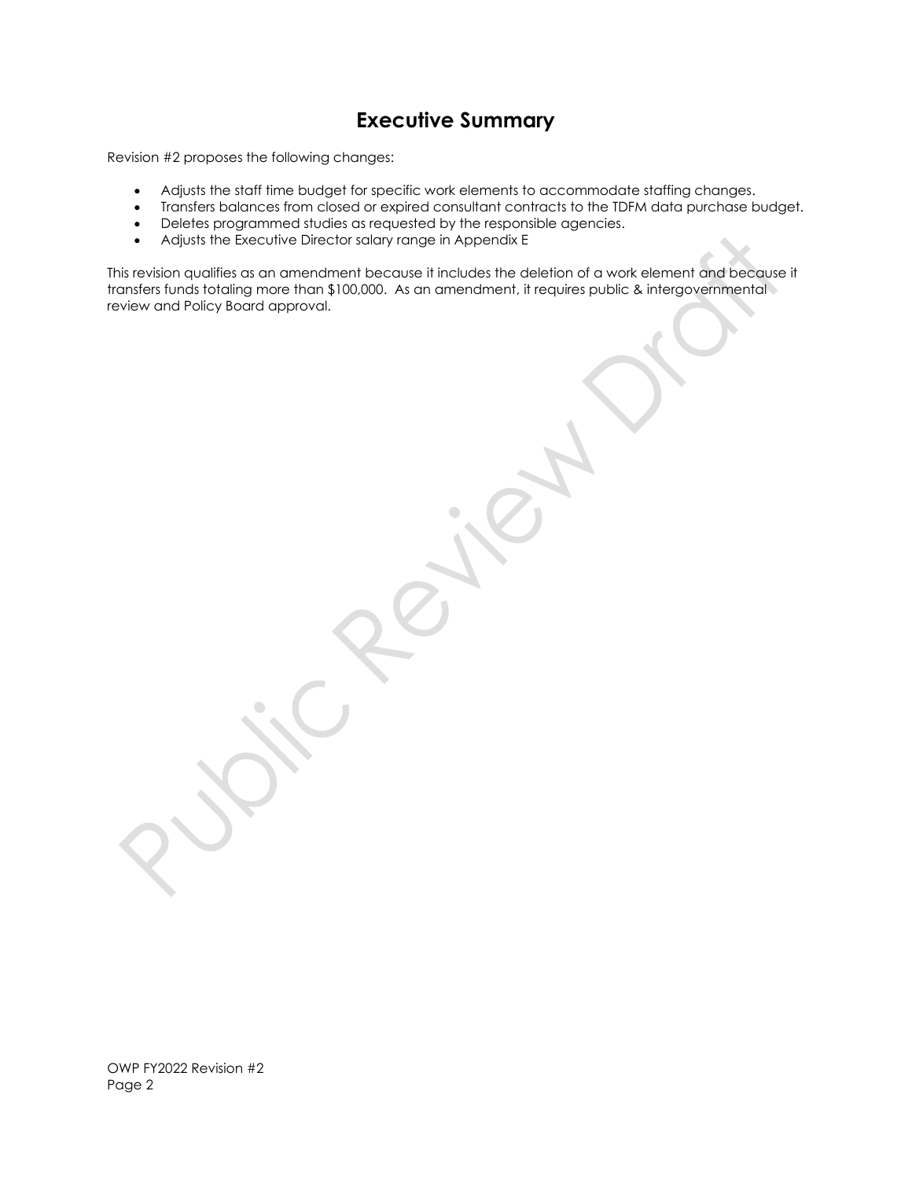# Executive Summary

Revision #2 proposes the following changes:

- Adjusts the staff time budget for specific work elements to accommodate staffing changes.
- Transfers balances from closed or expired consultant contracts to the TDFM data purchase budget.
- Deletes programmed studies as requested by the responsible agencies.
- Adjusts the Executive Director salary range in Appendix E

This revision qualifies as an amendment because it includes the deletion of a work element and because it transfers funds totaling more than $100,000. As an amendment, it requires public & intergovernmental review and Policy Board approval.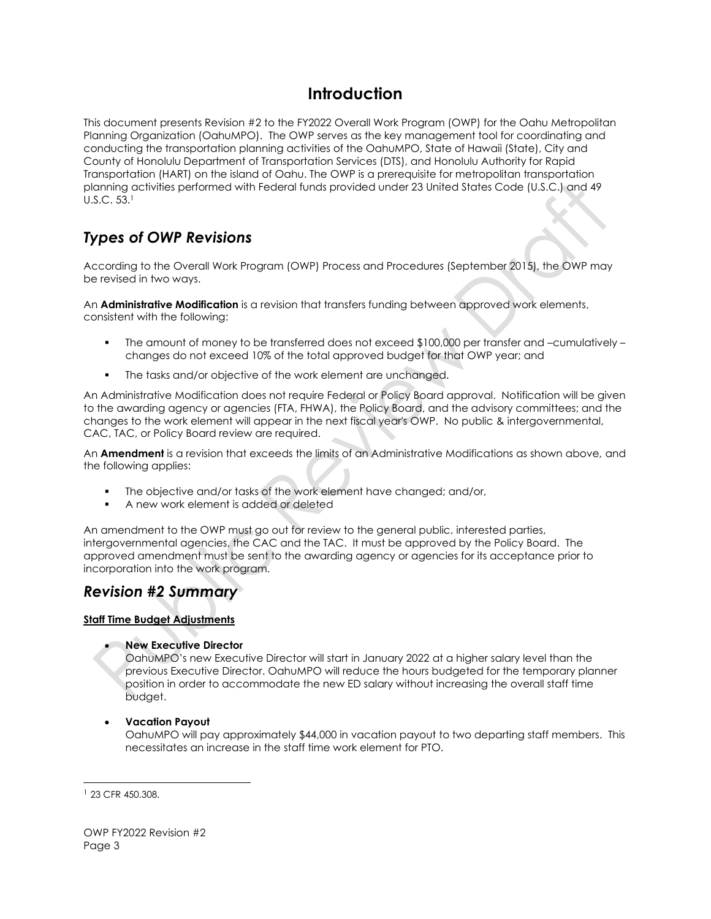# Introduction

This document presents Revision #2 to the FY2022 Overall Work Program (OWP) for the Oahu Metropolitan Planning Organization (OahuMPO). The OWP serves as the key management tool for coordinating and conducting the transportation planning activities of the OahuMPO, State of Hawaii (State), City and County of Honolulu Department of Transportation Services (DTS), and Honolulu Authority for Rapid Transportation (HART) on the island of Oahu. The OWP is a prerequisite for metropolitan transportation planning activities performed with Federal funds provided under 23 United States Code (U.S.C.) and 49 U.S.C. 53.[1]

## *Types of OWP Revisions*

According to the Overall Work Program (OWP) Process and Procedures (September 2015), the OWP may be revised in two ways.

An **Administrative Modification** is a revision that transfers funding between approved work elements, consistent with the following:

- The amount of money to be transferred does not exceed $100,000 per transfer and –cumulatively – changes do not exceed 10% of the total approved budget for that OWP year; and
- The tasks and/or objective of the work element are unchanged.

An Administrative Modification does not require Federal or Policy Board approval. Notification will be given to the awarding agency or agencies (FTA, FHWA), the Policy Board, and the advisory committees; and the changes to the work element will appear in the next fiscal year's OWP. No public & intergovernmental, CAC, TAC, or Policy Board review are required.

An **Amendment** is a revision that exceeds the limits of an Administrative Modifications as shown above, and the following applies:

- The objective and/or tasks of the work element have changed; and/or,
- A new work element is added or deleted

An amendment to the OWP must go out for review to the general public, interested parties, intergovernmental agencies, the CAC and the TAC. It must be approved by the Policy Board. The approved amendment must be sent to the awarding agency or agencies for its acceptance prior to incorporation into the work program.

## *Revision #2 Summary*

**Staff Time Budget Adjustments**

- **New Executive Director**
  OahuMPO's new Executive Director will start in January 2022 at a higher salary level than the previous Executive Director. OahuMPO will reduce the hours budgeted for the temporary planner position in order to accommodate the new ED salary without increasing the overall staff time budget.

- **Vacation Payout**
  OahuMPO will pay approximately $44,000 in vacation payout to two departing staff members. This necessitates an increase in the staff time work element for PTO.

---

[1] 23 CFR 450.308.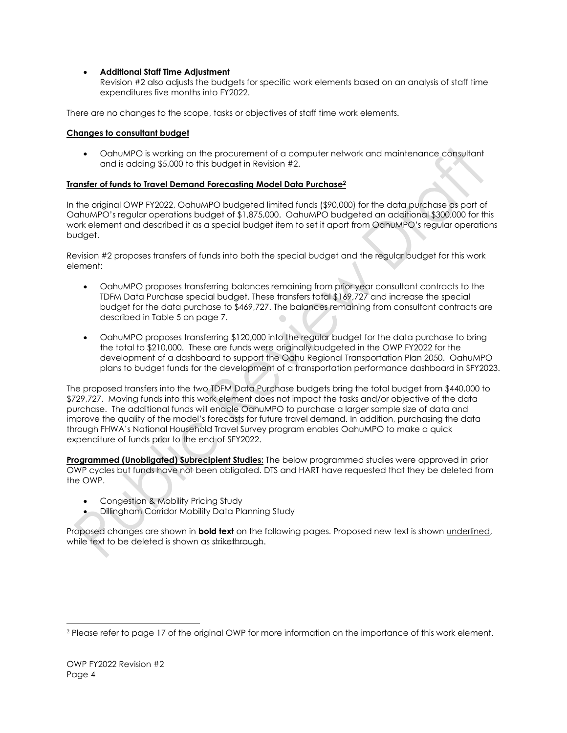- **Additional Staff Time Adjustment**
  Revision #2 also adjusts the budgets for specific work elements based on an analysis of staff time expenditures five months into FY2022.

There are no changes to the scope, tasks or objectives of staff time work elements.

**Changes to consultant budget**

- OahuMPO is working on the procurement of a computer network and maintenance consultant and is adding $5,000 to this budget in Revision #2.

**Transfer of funds to Travel Demand Forecasting Model Data Purchase[2]**

In the original OWP FY2022, OahuMPO budgeted limited funds ($90,000) for the data purchase as part of OahuMPO's regular operations budget of $1,875,000. OahuMPO budgeted an additional $300,000 for this work element and described it as a special budget item to set it apart from OahuMPO's regular operations budget.

Revision #2 proposes transfers of funds into both the special budget and the regular budget for this work element:

- OahuMPO proposes transferring balances remaining from prior year consultant contracts to the TDFM Data Purchase special budget. These transfers total $169,727 and increase the special budget for the data purchase to $469,727. The balances remaining from consultant contracts are described in Table 5 on page 7.
- OahuMPO proposes transferring $120,000 into the regular budget for the data purchase to bring the total to $210,000. These are funds were originally budgeted in the OWP FY2022 for the development of a dashboard to support the Oahu Regional Transportation Plan 2050. OahuMPO plans to budget funds for the development of a transportation performance dashboard in SFY2023.

The proposed transfers into the two TDFM Data Purchase budgets bring the total budget from $440,000 to $729,727. Moving funds into this work element does not impact the tasks and/or objective of the data purchase. The additional funds will enable OahuMPO to purchase a larger sample size of data and improve the quality of the model's forecasts for future travel demand. In addition, purchasing the data through FHWA's National Household Travel Survey program enables OahuMPO to make a quick expenditure of funds prior to the end of SFY2022.

**Programmed (Unobligated) Subrecipient Studies:** The below programmed studies were approved in prior OWP cycles but funds have not been obligated. DTS and HART have requested that they be deleted from the OWP.

- Congestion & Mobility Pricing Study
- Dillingham Corridor Mobility Data Planning Study

Proposed changes are shown in **bold text** on the following pages. Proposed new text is shown underlined, while text to be deleted is shown as ~~strikethrough~~.

[2] Please refer to page 17 of the original OWP for more information on the importance of this work element.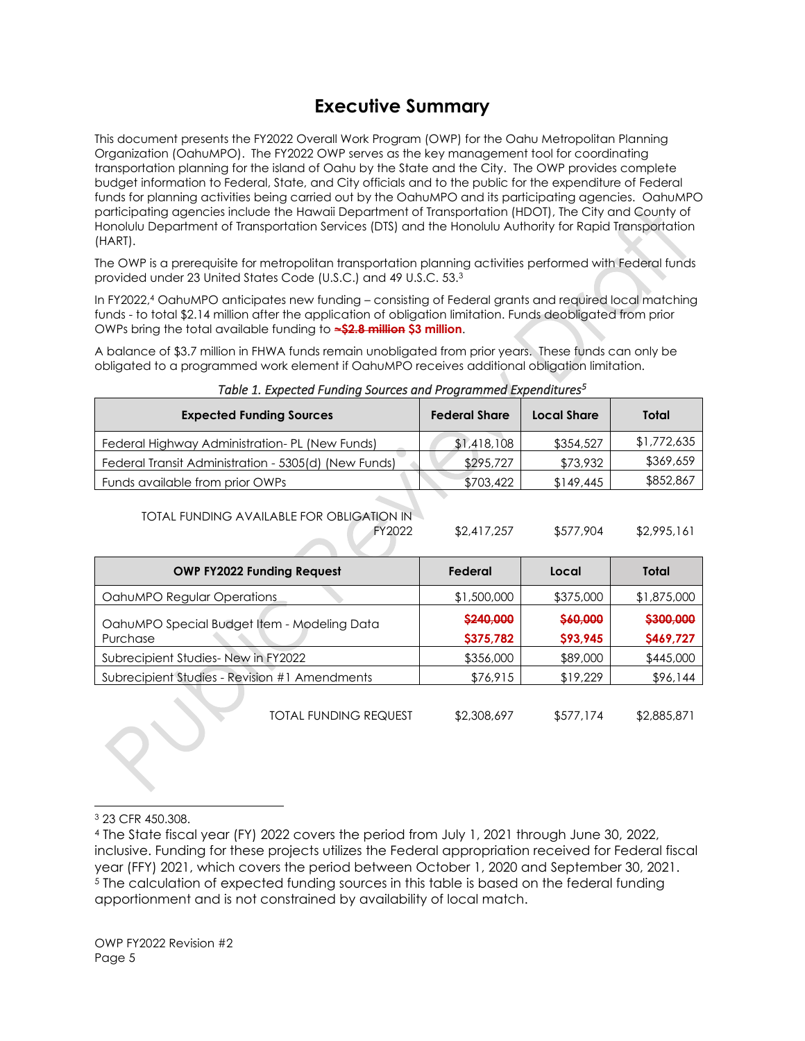# Executive Summary

This document presents the FY2022 Overall Work Program (OWP) for the Oahu Metropolitan Planning Organization (OahuMPO). The FY2022 OWP serves as the key management tool for coordinating transportation planning for the island of Oahu by the State and the City. The OWP provides complete budget information to Federal, State, and City officials and to the public for the expenditure of Federal funds for planning activities being carried out by the OahuMPO and its participating agencies. OahuMPO participating agencies include the Hawaii Department of Transportation (HDOT), The City and County of Honolulu Department of Transportation Services (DTS) and the Honolulu Authority for Rapid Transportation (HART).

The OWP is a prerequisite for metropolitan transportation planning activities performed with Federal funds provided under 23 United States Code (U.S.C.) and 49 U.S.C. 53.[3]

In FY2022,[4] OahuMPO anticipates new funding – consisting of Federal grants and required local matching funds - to total $2.14 million after the application of obligation limitation. Funds deobligated from prior OWPs bring the total available funding to ~~~$2.8 million~~ **$3 million**.

A balance of $3.7 million in FHWA funds remain unobligated from prior years. These funds can only be obligated to a programmed work element if OahuMPO receives additional obligation limitation.

*Table 1. Expected Funding Sources and Programmed Expenditures[5]*

| Expected Funding Sources | Federal Share | Local Share | Total |
|---|---|---|---|
| Federal Highway Administration- PL (New Funds) | $1,418,108 | $354,527 | $1,772,635 |
| Federal Transit Administration - 5305(d) (New Funds) | $295,727 | $73,932 | $369,659 |
| Funds available from prior OWPs | $703,422 | $149,445 | $852,867 |
| TOTAL FUNDING AVAILABLE FOR OBLIGATION IN FY2022 | $2,417,257 | $577,904 | $2,995,161 |

| OWP FY2022 Funding Request | Federal | Local | Total |
|---|---|---|---|
| OahuMPO Regular Operations | $1,500,000 | $375,000 | $1,875,000 |
| OahuMPO Special Budget Item - Modeling Data Purchase | ~~$240,000~~ **$375,782** | ~~$60,000~~ **$93,945** | ~~$300,000~~ **$469,727** |
| Subrecipient Studies- New in FY2022 | $356,000 | $89,000 | $445,000 |
| Subrecipient Studies - Revision #1 Amendments | $76,915 | $19,229 | $96,144 |
| TOTAL FUNDING REQUEST | $2,308,697 | $577,174 | $2,885,871 |

---

[3] 23 CFR 450.308.

[4] The State fiscal year (FY) 2022 covers the period from July 1, 2021 through June 30, 2022, inclusive. Funding for these projects utilizes the Federal appropriation received for Federal fiscal year (FFY) 2021, which covers the period between October 1, 2020 and September 30, 2021.

[5] The calculation of expected funding sources in this table is based on the federal funding apportionment and is not constrained by availability of local match.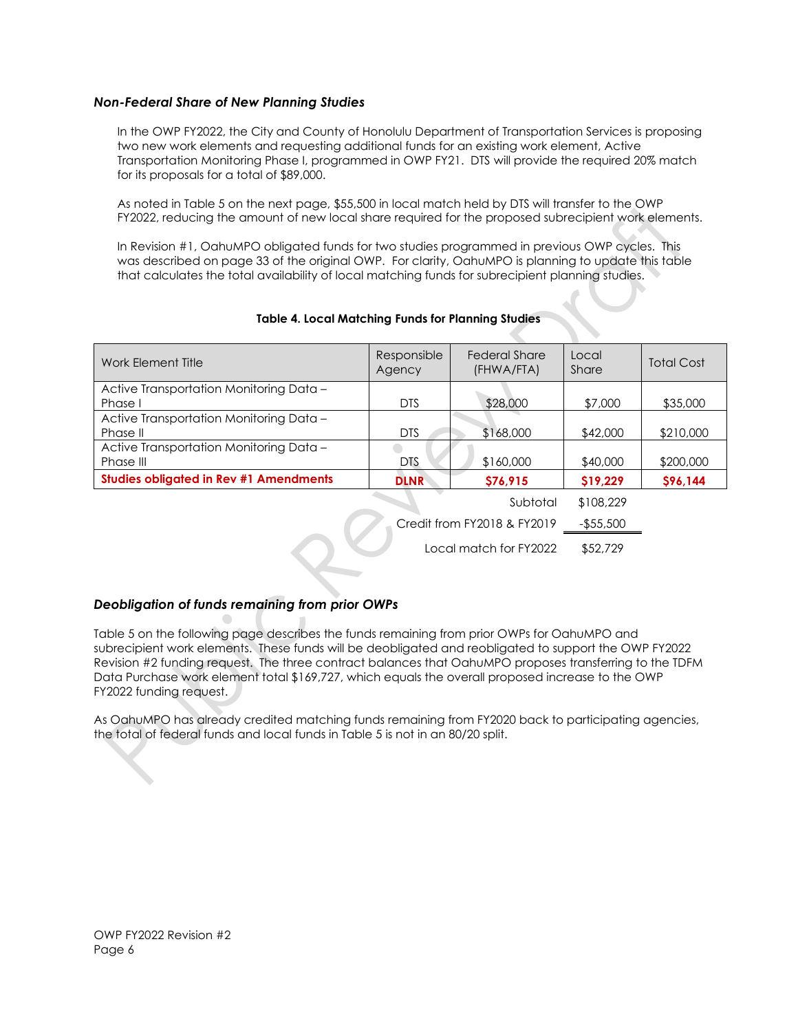### *Non-Federal Share of New Planning Studies*

In the OWP FY2022, the City and County of Honolulu Department of Transportation Services is proposing two new work elements and requesting additional funds for an existing work element, Active Transportation Monitoring Phase I, programmed in OWP FY21. DTS will provide the required 20% match for its proposals for a total of $89,000.

As noted in Table 5 on the next page, $55,500 in local match held by DTS will transfer to the OWP FY2022, reducing the amount of new local share required for the proposed subrecipient work elements.

In Revision #1, OahuMPO obligated funds for two studies programmed in previous OWP cycles. This was described on page 33 of the original OWP. For clarity, OahuMPO is planning to update this table that calculates the total availability of local matching funds for subrecipient planning studies.

**Table 4. Local Matching Funds for Planning Studies**

| Work Element Title | Responsible Agency | Federal Share (FHWA/FTA) | Local Share | Total Cost |
|---|---|---|---|---|
| Active Transportation Monitoring Data – Phase I | DTS | $28,000 | $7,000 | $35,000 |
| Active Transportation Monitoring Data – Phase II | DTS | $168,000 | $42,000 | $210,000 |
| Active Transportation Monitoring Data – Phase III | DTS | $160,000 | $40,000 | $200,000 |
| **Studies obligated in Rev #1 Amendments** | **DLNR** | **$76,915** | **$19,229** | **$96,144** |
| | | Subtotal | $108,229 | |
| | | Credit from FY2018 & FY2019 | -$55,500 | |
| | | Local match for FY2022 | $52,729 | |

### *Deobligation of funds remaining from prior OWPs*

Table 5 on the following page describes the funds remaining from prior OWPs for OahuMPO and subrecipient work elements. These funds will be deobligated and reobligated to support the OWP FY2022 Revision #2 funding request. The three contract balances that OahuMPO proposes transferring to the TDFM Data Purchase work element total $169,727, which equals the overall proposed increase to the OWP FY2022 funding request.

As OahuMPO has already credited matching funds remaining from FY2020 back to participating agencies, the total of federal funds and local funds in Table 5 is not in an 80/20 split.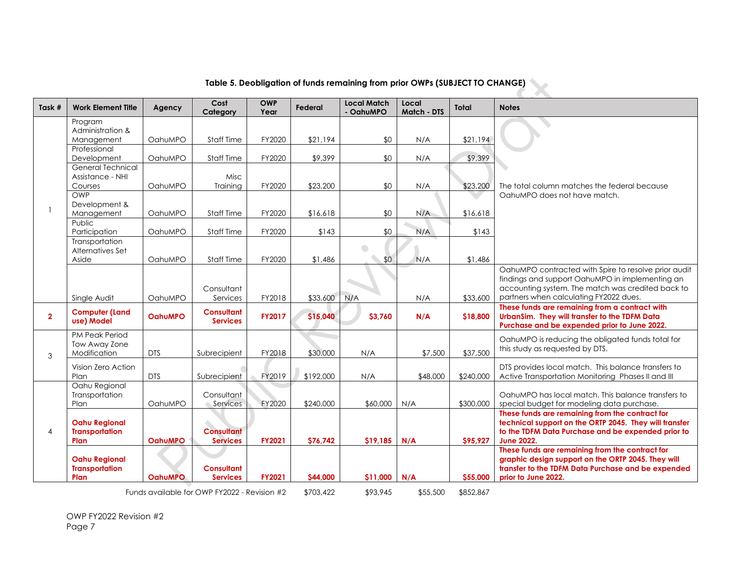**Table 5. Deobligation of funds remaining from prior OWPs (SUBJECT TO CHANGE)**

| Task # | Work Element Title | Agency | Cost Category | OWP Year | Federal | Local Match - OahuMPO | Local Match - DTS | Total | Notes |
|---|---|---|---|---|---|---|---|---|---|
| 1 | Program Administration & Management | OahuMPO | Staff Time | FY2020 | $21,194 | $0 | N/A | $21,194 | The total column matches the federal because OahuMPO does not have match. |
| | Professional Development | OahuMPO | Staff Time | FY2020 | $9,399 | $0 | N/A | $9,399 | |
| | General Technical Assistance - NHI Courses | OahuMPO | Misc Training | FY2020 | $23,200 | $0 | N/A | $23,200 | |
| | OWP Development & Management | OahuMPO | Staff Time | FY2020 | $16,618 | $0 | N/A | $16,618 | |
| | Public Participation | OahuMPO | Staff Time | FY2020 | $143 | $0 | N/A | $143 | |
| | Transportation Alternatives Set Aside | OahuMPO | Staff Time | FY2020 | $1,486 | $0 | N/A | $1,486 | |
| | Single Audit | OahuMPO | Consultant Services | FY2018 | $33,600 | N/A | N/A | $33,600 | OahuMPO contracted with Spire to resolve prior audit findings and support OahuMPO in implementing an accounting system. The match was credited back to partners when calculating FY2022 dues. |
| **2** | **Computer (Land use) Model** | **OahuMPO** | **Consultant Services** | **FY2017** | **$15,040** | **$3,760** | **N/A** | **$18,800** | **These funds are remaining from a contract with UrbanSim. They will transfer to the TDFM Data Purchase and be expended prior to June 2022.** |
| 3 | PM Peak Period Tow Away Zone Modification | DTS | Subrecipient | FY2018 | $30,000 | N/A | $7,500 | $37,500 | OahuMPO is reducing the obligated funds total for this study as requested by DTS. |
| | Vision Zero Action Plan | DTS | Subrecipient | FY2019 | $192,000 | N/A | $48,000 | $240,000 | DTS provides local match. This balance transfers to Active Transportation Monitoring Phases II and III |
| 4 | Oahu Regional Transportation Plan | OahuMPO | Consultant Services | FY2020 | $240,000 | $60,000 | N/A | $300,000 | OahuMPO has local match. This balance transfers to special budget for modeling data purchase. |
| | **Oahu Regional Transportation Plan** | **OahuMPO** | **Consultant Services** | **FY2021** | **$76,742** | **$19,185** | **N/A** | **$95,927** | **These funds are remaining from the contract for technical support on the ORTP 2045. They will transfer to the TDFM Data Purchase and be expended prior to June 2022.** |
| | **Oahu Regional Transportation Plan** | **OahuMPO** | **Consultant Services** | **FY2021** | **$44,000** | **$11,000** | **N/A** | **$55,000** | **These funds are remaining from the contract for graphic design support on the ORTP 2045. They will transfer to the TDFM Data Purchase and be expended prior to June 2022.** |
| | Funds available for OWP FY2022 - Revision #2 | | | | $703,422 | $93,945 | $55,500 | $852,867 | |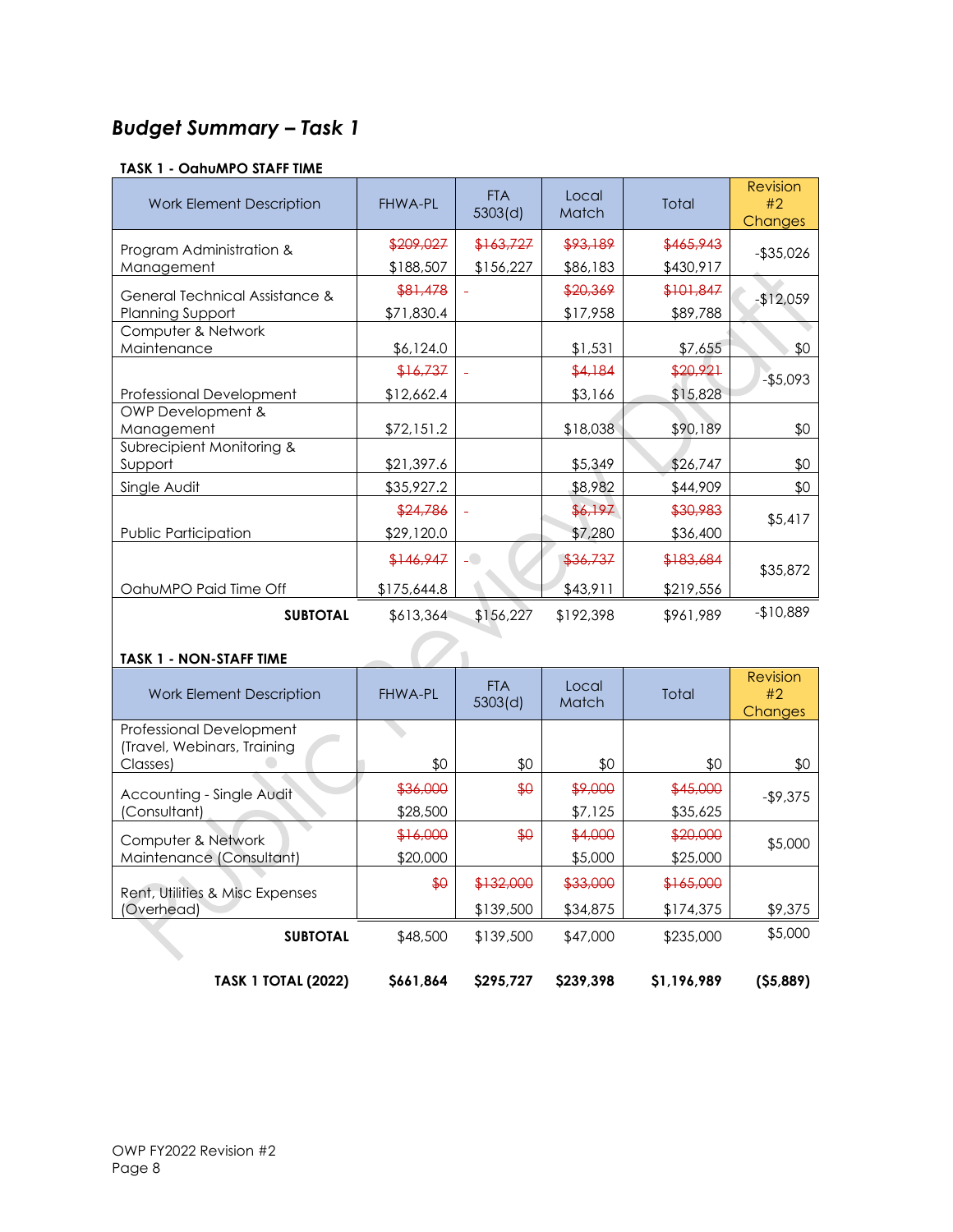## *Budget Summary – Task 1*

**TASK 1 - OahuMPO STAFF TIME**

| Work Element Description | FHWA-PL | FTA 5303(d) | Local Match | Total | Revision #2 Changes |
|---|---|---|---|---|---|
| Program Administration & Management | ~~$209,027~~ $188,507 | ~~$163,727~~ $156,227 | ~~$93,189~~ $86,183 | ~~$465,943~~ $430,917 | -$35,026 |
| General Technical Assistance & Planning Support | ~~$81,478~~ $71,830.4 | - | ~~$20,369~~ $17,958 | ~~$101,847~~ $89,788 | -$12,059 |
| Computer & Network Maintenance | $6,124.0 | | $1,531 | $7,655 | $0 |
| Professional Development | ~~$16,737~~ $12,662.4 | - | ~~$4,184~~ $3,166 | ~~$20,921~~ $15,828 | -$5,093 |
| OWP Development & Management | $72,151.2 | | $18,038 | $90,189 | $0 |
| Subrecipient Monitoring & Support | $21,397.6 | | $5,349 | $26,747 | $0 |
| Single Audit | $35,927.2 | | $8,982 | $44,909 | $0 |
| Public Participation | ~~$24,786~~ $29,120.0 | - | ~~$6,197~~ $7,280 | ~~$30,983~~ $36,400 | $5,417 |
| OahuMPO Paid Time Off | ~~$146,947~~ $175,644.8 | - | ~~$36,737~~ $43,911 | ~~$183,684~~ $219,556 | $35,872 |
| **SUBTOTAL** | $613,364 | $156,227 | $192,398 | $961,989 | -$10,889 |

**TASK 1 - NON-STAFF TIME**

| Work Element Description | FHWA-PL | FTA 5303(d) | Local Match | Total | Revision #2 Changes |
|---|---|---|---|---|---|
| Professional Development (Travel, Webinars, Training Classes) | $0 | $0 | $0 | $0 | $0 |
| Accounting - Single Audit (Consultant) | ~~$36,000~~ $28,500 | ~~$0~~ | ~~$9,000~~ $7,125 | ~~$45,000~~ $35,625 | -$9,375 |
| Computer & Network Maintenance (Consultant) | ~~$16,000~~ $20,000 | ~~$0~~ | ~~$4,000~~ $5,000 | ~~$20,000~~ $25,000 | $5,000 |
| Rent, Utilities & Misc Expenses (Overhead) | ~~$0~~ | ~~$132,000~~ $139,500 | ~~$33,000~~ $34,875 | ~~$165,000~~ $174,375 | $9,375 |
| **SUBTOTAL** | $48,500 | $139,500 | $47,000 | $235,000 | $5,000 |
| **TASK 1 TOTAL (2022)** | **$661,864** | **$295,727** | **$239,398** | **$1,196,989** | **($5,889)** |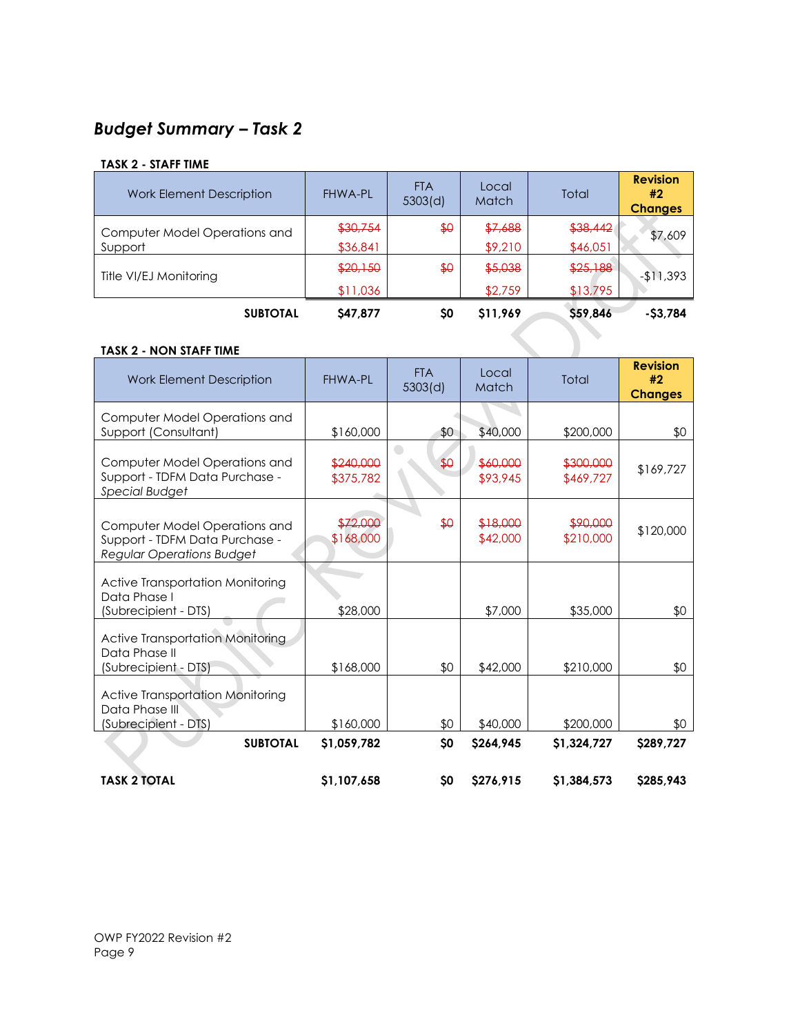## *Budget Summary – Task 2*

**TASK 2 - STAFF TIME**

| Work Element Description | FHWA-PL | FTA 5303(d) | Local Match | Total | Revision #2 Changes |
|---|---|---|---|---|---|
| Computer Model Operations and Support | ~~$30,754~~ $36,841 | ~~$0~~ | ~~$7,688~~ $9,210 | ~~$38,442~~ $46,051 | $7,609 |
| Title VI/EJ Monitoring | ~~$20,150~~ $11,036 | ~~$0~~ | ~~$5,038~~ $2,759 | ~~$25,188~~ $13,795 | -$11,393 |
| **SUBTOTAL** | **$47,877** | **$0** | **$11,969** | **$59,846** | **-$3,784** |

**TASK 2 - NON STAFF TIME**

| Work Element Description | FHWA-PL | FTA 5303(d) | Local Match | Total | Revision #2 Changes |
|---|---|---|---|---|---|
| Computer Model Operations and Support (Consultant) | $160,000 | $0 | $40,000 | $200,000 | $0 |
| Computer Model Operations and Support - TDFM Data Purchase - *Special Budget* | ~~$240,000~~ $375,782 | ~~$0~~ | ~~$60,000~~ $93,945 | ~~$300,000~~ $469,727 | $169,727 |
| Computer Model Operations and Support - TDFM Data Purchase - *Regular Operations Budget* | ~~$72,000~~ $168,000 | ~~$0~~ | ~~$18,000~~ $42,000 | ~~$90,000~~ $210,000 | $120,000 |
| Active Transportation Monitoring Data Phase I (Subrecipient - DTS) | $28,000 | | $7,000 | $35,000 | $0 |
| Active Transportation Monitoring Data Phase II (Subrecipient - DTS) | $168,000 | $0 | $42,000 | $210,000 | $0 |
| Active Transportation Monitoring Data Phase III (Subrecipient - DTS) | $160,000 | $0 | $40,000 | $200,000 | $0 |
| **SUBTOTAL** | **$1,059,782** | **$0** | **$264,945** | **$1,324,727** | **$289,727** |
| **TASK 2 TOTAL** | **$1,107,658** | **$0** | **$276,915** | **$1,384,573** | **$285,943** |

OWP FY2022 Revision #2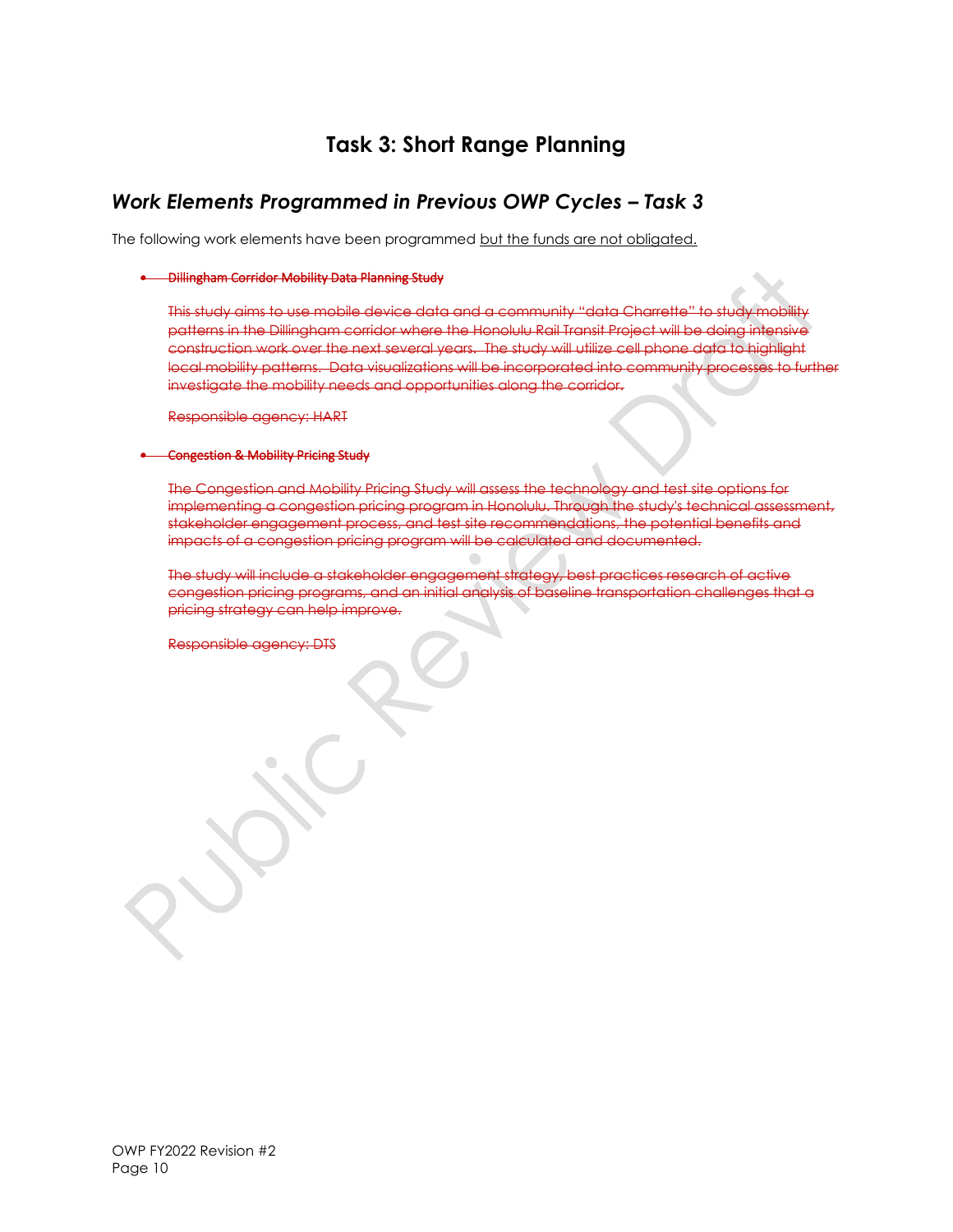# Task 3: Short Range Planning

## *Work Elements Programmed in Previous OWP Cycles – Task 3*

The following work elements have been programmed but the funds are not obligated.

- ~~**Dillingham Corridor Mobility Data Planning Study**~~

  ~~This study aims to use mobile device data and a community "data Charrette" to study mobility patterns in the Dillingham corridor where the Honolulu Rail Transit Project will be doing intensive construction work over the next several years. The study will utilize cell phone data to highlight local mobility patterns. Data visualizations will be incorporated into community processes to further investigate the mobility needs and opportunities along the corridor.~~

  ~~Responsible agency: HART~~

- ~~**Congestion & Mobility Pricing Study**~~

  ~~The Congestion and Mobility Pricing Study will assess the technology and test site options for implementing a congestion pricing program in Honolulu. Through the study's technical assessment, stakeholder engagement process, and test site recommendations, the potential benefits and impacts of a congestion pricing program will be calculated and documented.~~

  ~~The study will include a stakeholder engagement strategy, best practices research of active congestion pricing programs, and an initial analysis of baseline transportation challenges that a pricing strategy can help improve.~~

  ~~Responsible agency: DTS~~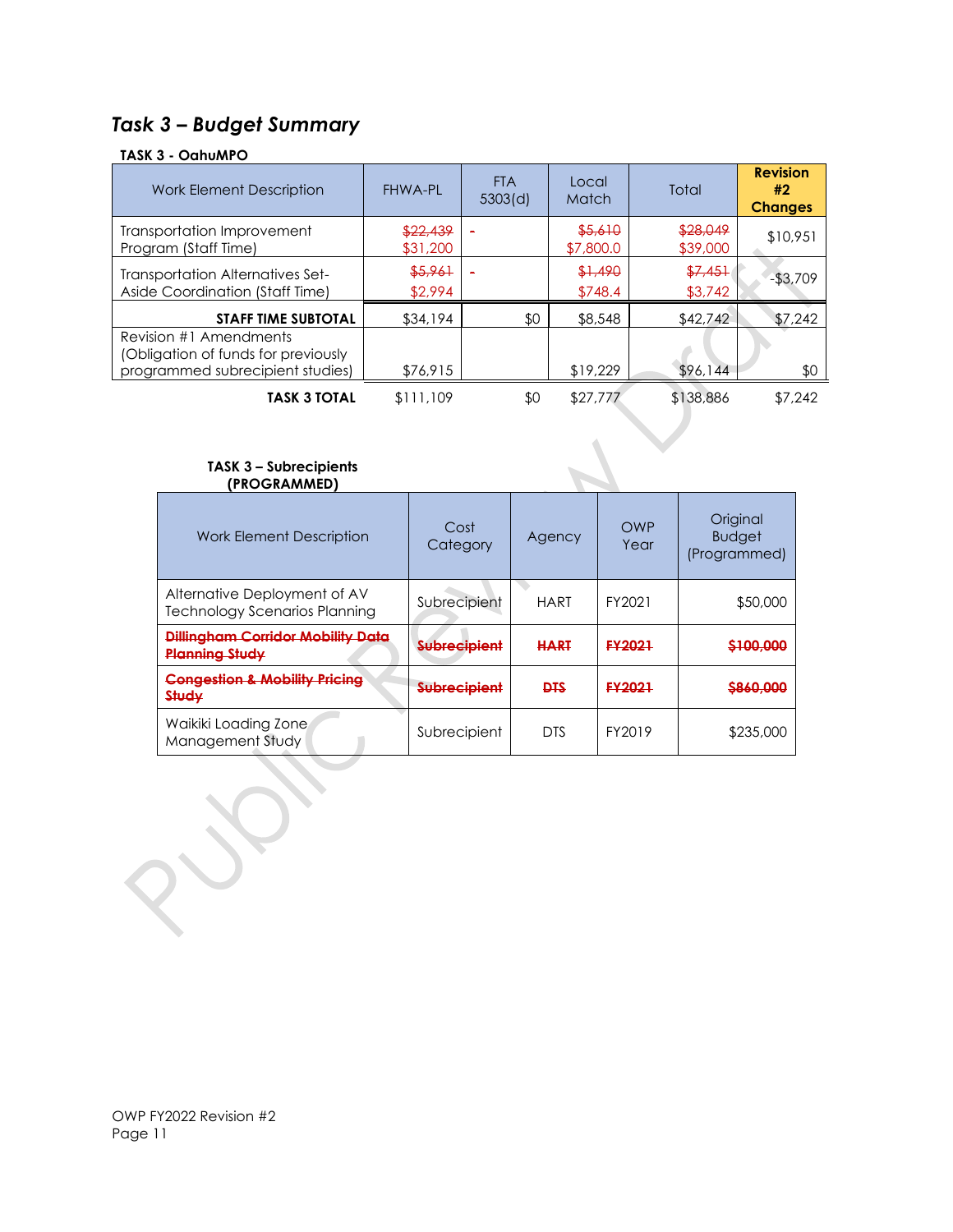## *Task 3 – Budget Summary*

**TASK 3 - OahuMPO**

| Work Element Description | FHWA-PL | FTA 5303(d) | Local Match | Total | **Revision #2 Changes** |
|---|---|---|---|---|---|
| Transportation Improvement Program (Staff Time) | ~~$22,439~~ $31,200 | - | ~~$5,610~~ $7,800.0 | ~~$28,049~~ $39,000 | $10,951 |
| Transportation Alternatives Set-Aside Coordination (Staff Time) | ~~$5,961~~ $2,994 | - | ~~$1,490~~ $748.4 | ~~$7,451~~ $3,742 | -$3,709 |
| **STAFF TIME SUBTOTAL** | $34,194 | $0 | $8,548 | $42,742 | $7,242 |
| Revision #1 Amendments (Obligation of funds for previously programmed subrecipient studies) | $76,915 | | $19,229 | $96,144 | $0 |
| **TASK 3 TOTAL** | $111,109 | $0 | $27,777 | $138,886 | $7,242 |

**TASK 3 – Subrecipients (PROGRAMMED)**

| Work Element Description | Cost Category | Agency | OWP Year | Original Budget (Programmed) |
|---|---|---|---|---|
| Alternative Deployment of AV Technology Scenarios Planning | Subrecipient | HART | FY2021 | $50,000 |
| ~~**Dillingham Corridor Mobility Data Planning Study**~~ | ~~**Subrecipient**~~ | ~~**HART**~~ | ~~**FY2021**~~ | ~~**$100,000**~~ |
| ~~**Congestion & Mobility Pricing Study**~~ | ~~**Subrecipient**~~ | ~~**DTS**~~ | ~~**FY2021**~~ | ~~**$860,000**~~ |
| Waikiki Loading Zone Management Study | Subrecipient | DTS | FY2019 | $235,000 |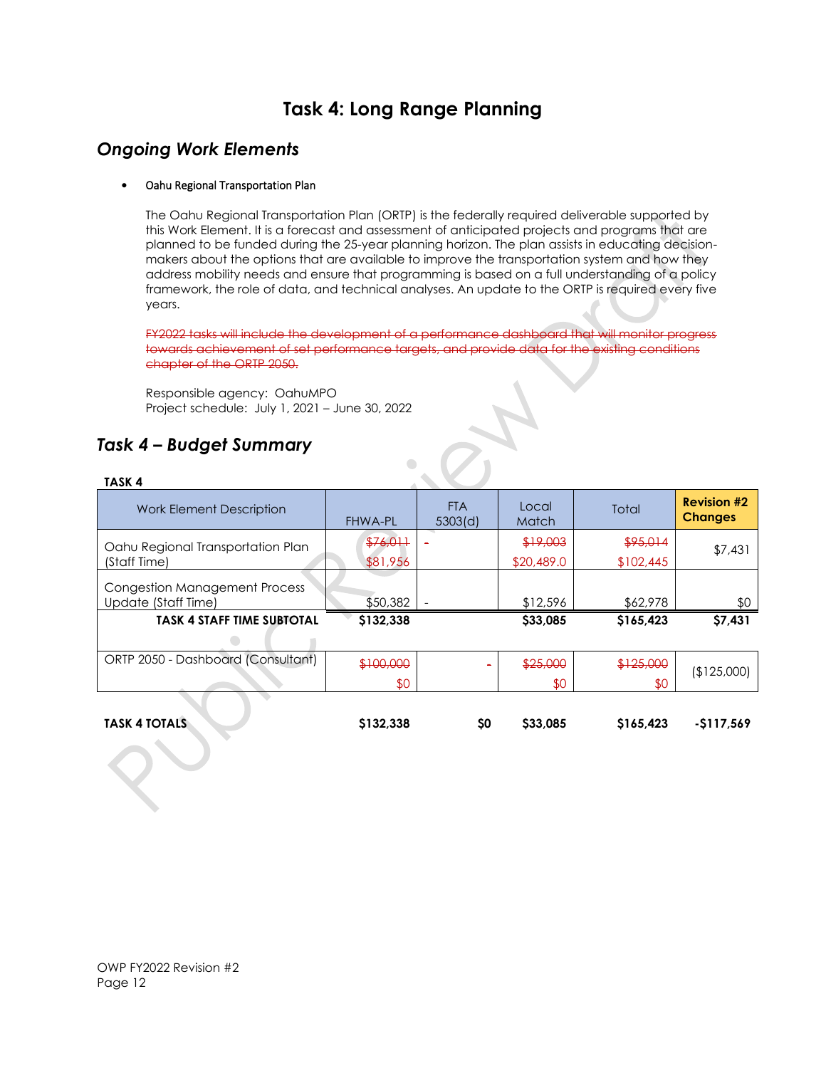# Task 4: Long Range Planning

## *Ongoing Work Elements*

- Oahu Regional Transportation Plan

The Oahu Regional Transportation Plan (ORTP) is the federally required deliverable supported by this Work Element. It is a forecast and assessment of anticipated projects and programs that are planned to be funded during the 25-year planning horizon. The plan assists in educating decision-makers about the options that are available to improve the transportation system and how they address mobility needs and ensure that programming is based on a full understanding of a policy framework, the role of data, and technical analyses. An update to the ORTP is required every five years.

~~FY2022 tasks will include the development of a performance dashboard that will monitor progress towards achievement of set performance targets, and provide data for the existing conditions chapter of the ORTP 2050.~~

Responsible agency: OahuMPO
Project schedule: July 1, 2021 – June 30, 2022

## *Task 4 – Budget Summary*

**TASK 4**

| Work Element Description | FHWA-PL | FTA 5303(d) | Local Match | Total | Revision #2 Changes |
|---|---|---|---|---|---|
| Oahu Regional Transportation Plan (Staff Time) | ~~$76,011~~ $81,956 | - | ~~$19,003~~ $20,489.0 | ~~$95,014~~ $102,445 | $7,431 |
| Congestion Management Process Update (Staff Time) | $50,382 | - | $12,596 | $62,978 | $0 |
| **TASK 4 STAFF TIME SUBTOTAL** | **$132,338** | | **$33,085** | **$165,423** | **$7,431** |
| ORTP 2050 - Dashboard (Consultant) | ~~$100,000~~ $0 | - | ~~$25,000~~ $0 | ~~$125,000~~ $0 | ($125,000) |
| **TASK 4 TOTALS** | **$132,338** | **$0** | **$33,085** | **$165,423** | **-$117,569** |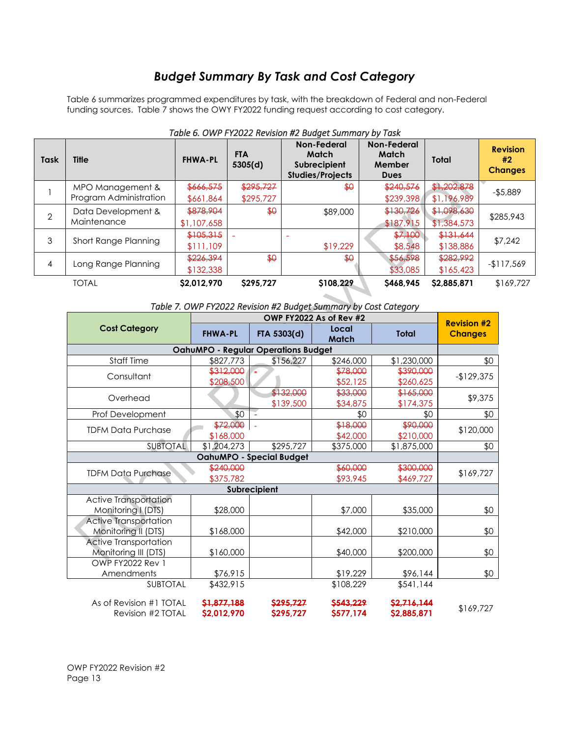## *Budget Summary By Task and Cost Category*

Table 6 summarizes programmed expenditures by task, with the breakdown of Federal and non-Federal funding sources. Table 7 shows the OWY FY2022 funding request according to cost category.

*Table 6. OWP FY2022 Revision #2 Budget Summary by Task*

| Task | Title | FHWA-PL | FTA 5305(d) | Non-Federal Match Subrecipient Studies/Projects | Non-Federal Match Member Dues | Total | Revision #2 Changes |
|---|---|---|---|---|---|---|---|
| 1 | MPO Management & Program Administration | ~~$666,575~~ $661,864 | ~~$295,727~~ $295,727 | ~~$0~~ | ~~$240,576~~ $239,398 | ~~$1,202,878~~ $1,196,989 | -$5,889 |
| 2 | Data Development & Maintenance | ~~$878,904~~ $1,107,658 | ~~$0~~ | $89,000 | ~~$130,726~~ $187,915 | ~~$1,098,630~~ $1,384,573 | $285,943 |
| 3 | Short Range Planning | ~~$105,315~~ $111,109 | - | - $19,229 | ~~$7,100~~ $8,548 | ~~$131,644~~ $138,886 | $7,242 |
| 4 | Long Range Planning | ~~$226,394~~ $132,338 | ~~$0~~ | ~~$0~~ | ~~$56,598~~ $33,085 | ~~$282,992~~ $165,423 | -$117,569 |
| | TOTAL | **$2,012,970** | **$295,727** | **$108,229** | **$468,945** | **$2,885,871** | $169,727 |

*Table 7. OWP FY2022 Revision #2 Budget Summary by Cost Category*

| Cost Category | OWP FY2022 As of Rev #2 | | | | Revision #2 Changes |
|---|---|---|---|---|---|
| | FHWA-PL | FTA 5303(d) | Local Match | Total | |
| **OahuMPO - Regular Operations Budget** | | | | | |
| Staff Time | $827,773 | $156,227 | $246,000 | $1,230,000 | $0 |
| Consultant | ~~$312,000~~ $208,500 | - | ~~$78,000~~ $52,125 | ~~$390,000~~ $260,625 | -$129,375 |
| Overhead | | ~~$132,000~~ $139,500 | ~~$33,000~~ $34,875 | ~~$165,000~~ $174,375 | $9,375 |
| Prof Development | $0 | - | $0 | $0 | $0 |
| TDFM Data Purchase | ~~$72,000~~ $168,000 | - | ~~$18,000~~ $42,000 | ~~$90,000~~ $210,000 | $120,000 |
| SUBTOTAL | $1,204,273 | $295,727 | $375,000 | $1,875,000 | $0 |
| **OahuMPO - Special Budget** | | | | | |
| TDFM Data Purchase | ~~$240,000~~ $375,782 | | ~~$60,000~~ $93,945 | ~~$300,000~~ $469,727 | $169,727 |
| **Subrecipient** | | | | | |
| Active Transportation Monitoring I (DTS) | $28,000 | | $7,000 | $35,000 | $0 |
| Active Transportation Monitoring II (DTS) | $168,000 | | $42,000 | $210,000 | $0 |
| Active Transportation Monitoring III (DTS) | $160,000 | | $40,000 | $200,000 | $0 |
| OWP FY2022 Rev 1 Amendments | $76,915 | | $19,229 | $96,144 | $0 |
| SUBTOTAL | $432,915 | | $108,229 | $541,144 | |
| As of Revision #1 TOTAL | ~~**$1,877,188**~~ | ~~**$295,727**~~ | ~~**$543,229**~~ | ~~**$2,716,144**~~ | $169,727 |
| Revision #2 TOTAL | **$2,012,970** | **$295,727** | **$577,174** | **$2,885,871** | |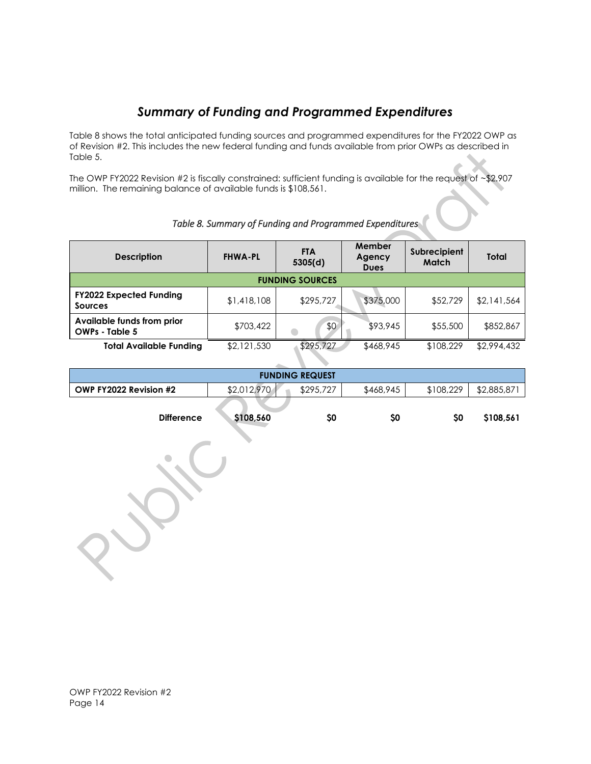## *Summary of Funding and Programmed Expenditures*

Table 8 shows the total anticipated funding sources and programmed expenditures for the FY2022 OWP as of Revision #2. This includes the new federal funding and funds available from prior OWPs as described in Table 5.

The OWP FY2022 Revision #2 is fiscally constrained: sufficient funding is available for the request of ~$2.907 million. The remaining balance of available funds is $108,561.

*Table 8. Summary of Funding and Programmed Expenditures*

| Description | FHWA-PL | FTA 5305(d) | Member Agency Dues | Subrecipient Match | Total |
|---|---|---|---|---|---|
| **FUNDING SOURCES** | | | | | |
| **FY2022 Expected Funding Sources** | $1,418,108 | $295,727 | $375,000 | $52,729 | $2,141,564 |
| **Available funds from prior OWPs - Table 5** | $703,422 | $0 | $93,945 | $55,500 | $852,867 |
| **Total Available Funding** | $2,121,530 | $295,727 | $468,945 | $108,229 | $2,994,432 |
| **FUNDING REQUEST** | | | | | |
| **OWP FY2022 Revision #2** | $2,012,970 | $295,727 | $468,945 | $108,229 | $2,885,871 |
| **Difference** | **$108,560** | **$0** | **$0** | **$0** | **$108,561** |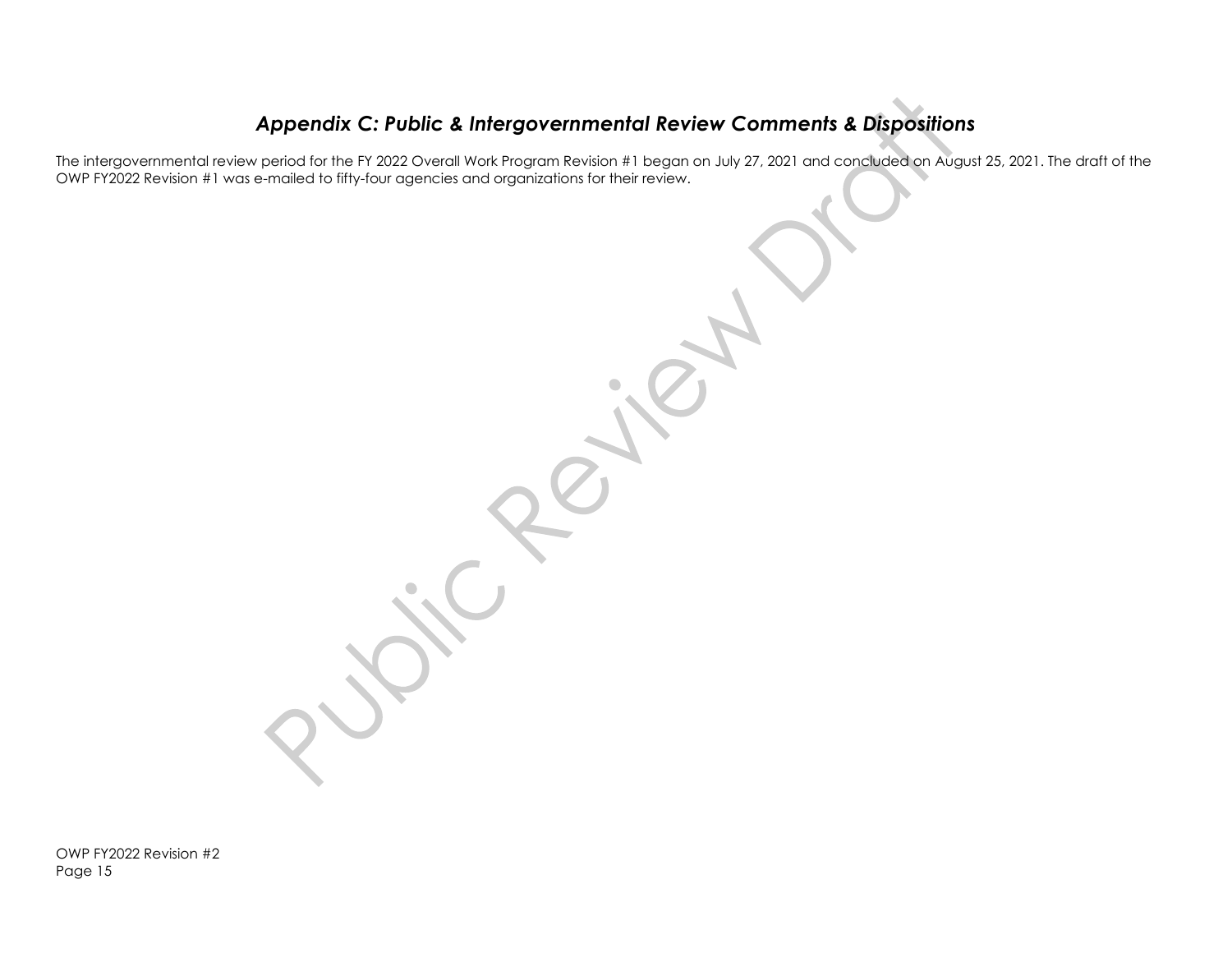## *Appendix C: Public & Intergovernmental Review Comments & Dispositions*

The intergovernmental review period for the FY 2022 Overall Work Program Revision #1 began on July 27, 2021 and concluded on August 25, 2021. The draft of the OWP FY2022 Revision #1 was e-mailed to fifty-four agencies and organizations for their review.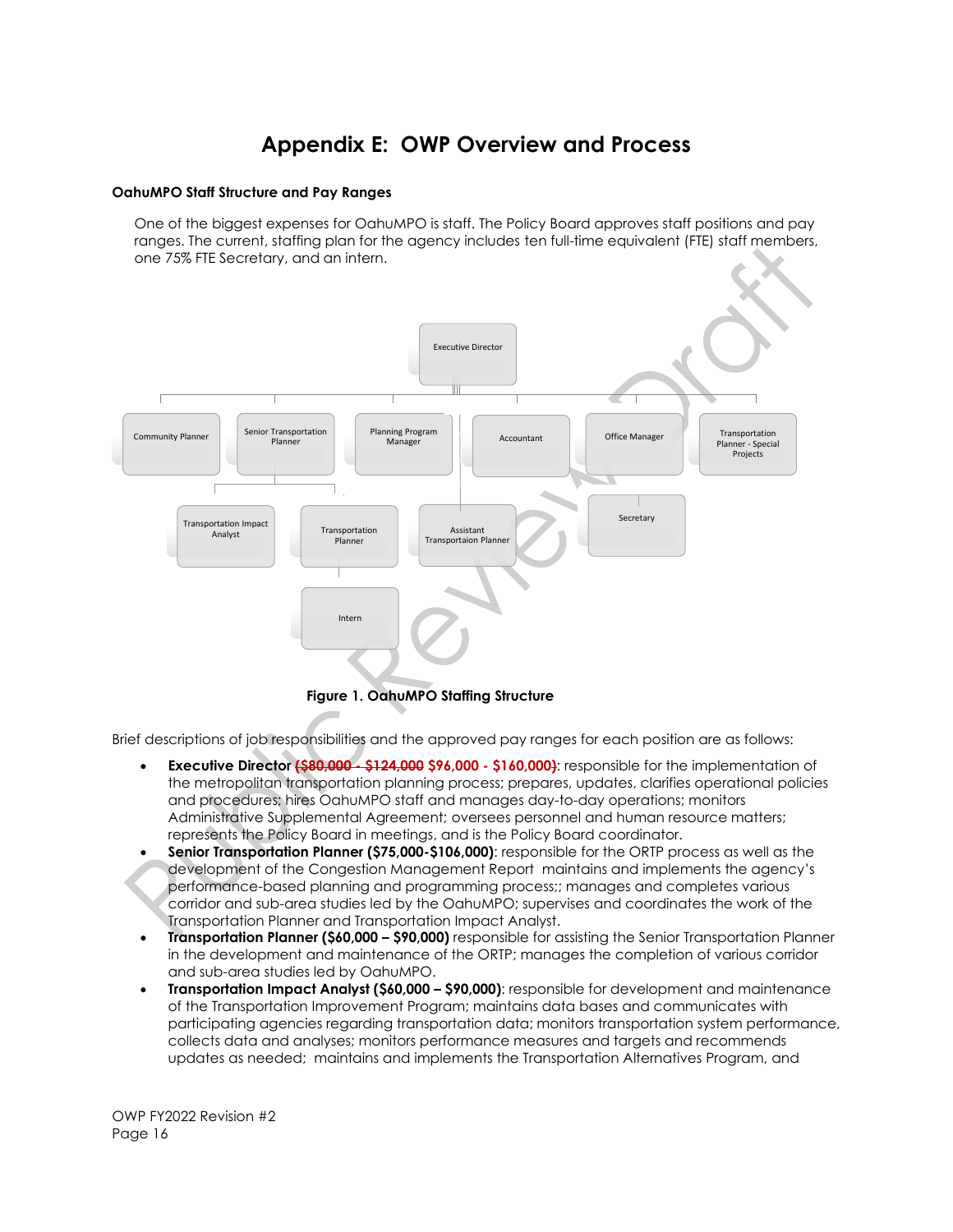# Appendix E: OWP Overview and Process

**OahuMPO Staff Structure and Pay Ranges**

One of the biggest expenses for OahuMPO is staff. The Policy Board approves staff positions and pay ranges. The current, staffing plan for the agency includes ten full-time equivalent (FTE) staff members, one 75% FTE Secretary, and an intern.

**Figure 1. OahuMPO Staffing Structure**

Brief descriptions of job responsibilities and the approved pay ranges for each position are as follows:

- **Executive Director ~~($80,000 - $124,000~~ $96,000 - $160,000~~)~~**: responsible for the implementation of the metropolitan transportation planning process; prepares, updates, clarifies operational policies and procedures; hires OahuMPO staff and manages day-to-day operations; monitors Administrative Supplemental Agreement; oversees personnel and human resource matters; represents the Policy Board in meetings, and is the Policy Board coordinator.
- **Senior Transportation Planner ($75,000-$106,000)**: responsible for the ORTP process as well as the development of the Congestion Management Report maintains and implements the agency's performance-based planning and programming process;; manages and completes various corridor and sub-area studies led by the OahuMPO; supervises and coordinates the work of the Transportation Planner and Transportation Impact Analyst.
- **Transportation Planner ($60,000 – $90,000)** responsible for assisting the Senior Transportation Planner in the development and maintenance of the ORTP; manages the completion of various corridor and sub-area studies led by OahuMPO.
- **Transportation Impact Analyst ($60,000 – $90,000)**: responsible for development and maintenance of the Transportation Improvement Program; maintains data bases and communicates with participating agencies regarding transportation data; monitors transportation system performance, collects data and analyses; monitors performance measures and targets and recommends updates as needed; maintains and implements the Transportation Alternatives Program, and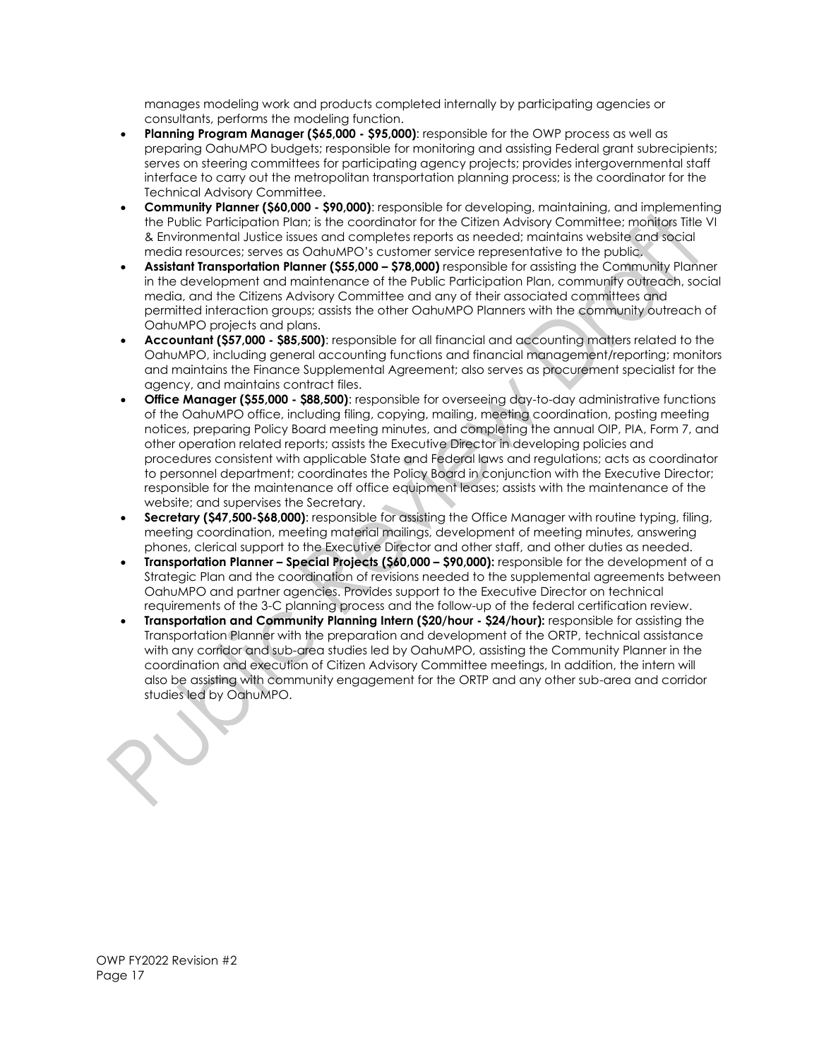manages modeling work and products completed internally by participating agencies or consultants, performs the modeling function.

- **Planning Program Manager ($65,000 - $95,000)**: responsible for the OWP process as well as preparing OahuMPO budgets; responsible for monitoring and assisting Federal grant subrecipients; serves on steering committees for participating agency projects; provides intergovernmental staff interface to carry out the metropolitan transportation planning process; is the coordinator for the Technical Advisory Committee.
- **Community Planner ($60,000 - $90,000)**: responsible for developing, maintaining, and implementing the Public Participation Plan; is the coordinator for the Citizen Advisory Committee; monitors Title VI & Environmental Justice issues and completes reports as needed; maintains website and social media resources; serves as OahuMPO's customer service representative to the public.
- **Assistant Transportation Planner ($55,000 – $78,000)** responsible for assisting the Community Planner in the development and maintenance of the Public Participation Plan, community outreach, social media, and the Citizens Advisory Committee and any of their associated committees and permitted interaction groups; assists the other OahuMPO Planners with the community outreach of OahuMPO projects and plans.
- **Accountant ($57,000 - $85,500)**: responsible for all financial and accounting matters related to the OahuMPO, including general accounting functions and financial management/reporting; monitors and maintains the Finance Supplemental Agreement; also serves as procurement specialist for the agency, and maintains contract files.
- **Office Manager ($55,000 - $88,500)**: responsible for overseeing day-to-day administrative functions of the OahuMPO office, including filing, copying, mailing, meeting coordination, posting meeting notices, preparing Policy Board meeting minutes, and completing the annual OIP, PIA, Form 7, and other operation related reports; assists the Executive Director in developing policies and procedures consistent with applicable State and Federal laws and regulations; acts as coordinator to personnel department; coordinates the Policy Board in conjunction with the Executive Director; responsible for the maintenance off office equipment leases; assists with the maintenance of the website; and supervises the Secretary.
- **Secretary ($47,500-$68,000)**: responsible for assisting the Office Manager with routine typing, filing, meeting coordination, meeting material mailings, development of meeting minutes, answering phones, clerical support to the Executive Director and other staff, and other duties as needed.
- **Transportation Planner – Special Projects ($60,000 – $90,000):** responsible for the development of a Strategic Plan and the coordination of revisions needed to the supplemental agreements between OahuMPO and partner agencies. Provides support to the Executive Director on technical requirements of the 3-C planning process and the follow-up of the federal certification review.
- **Transportation and Community Planning Intern ($20/hour - $24/hour):** responsible for assisting the Transportation Planner with the preparation and development of the ORTP, technical assistance with any corridor and sub-area studies led by OahuMPO, assisting the Community Planner in the coordination and execution of Citizen Advisory Committee meetings, In addition, the intern will also be assisting with community engagement for the ORTP and any other sub-area and corridor studies led by OahuMPO.